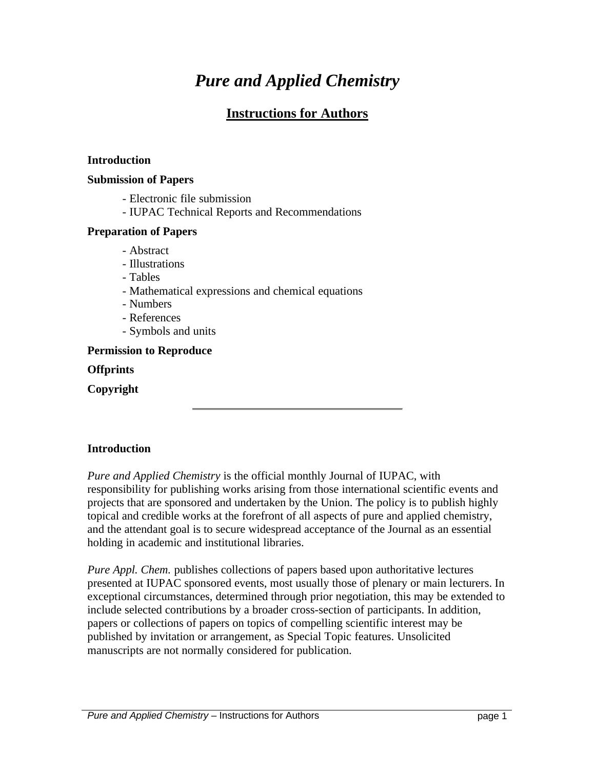# *Pure and Applied Chemistry*

## Instructions for Authors

**Introduction**

**Submission of Papers**

- Electronic file submission
- IUPAC Technical Reports and Recommendations

**Preparation of Papers**

- Abstract
- Illustrations
- Tables
- Mathematical expressions and chemical equations
- Numbers
- References
- Symbols and units

**Permission to Reproduce**

**Offprints**

**Copyright**

---

### Introduction

*Pure and Applied Chemistry* is the official monthly Journal of IUPAC, with responsibility for publishing works arising from those international scientific events and projects that are sponsored and undertaken by the Union. The policy is to publish highly topical and credible works at the forefront of all aspects of pure and applied chemistry, and the attendant goal is to secure widespread acceptance of the Journal as an essential holding in academic and institutional libraries.

*Pure Appl. Chem.* publishes collections of papers based upon authoritative lectures presented at IUPAC sponsored events, most usually those of plenary or main lecturers. In exceptional circumstances, determined through prior negotiation, this may be extended to include selected contributions by a broader cross-section of participants. In addition, papers or collections of papers on topics of compelling scientific interest may be published by invitation or arrangement, as Special Topic features. Unsolicited manuscripts are not normally considered for publication.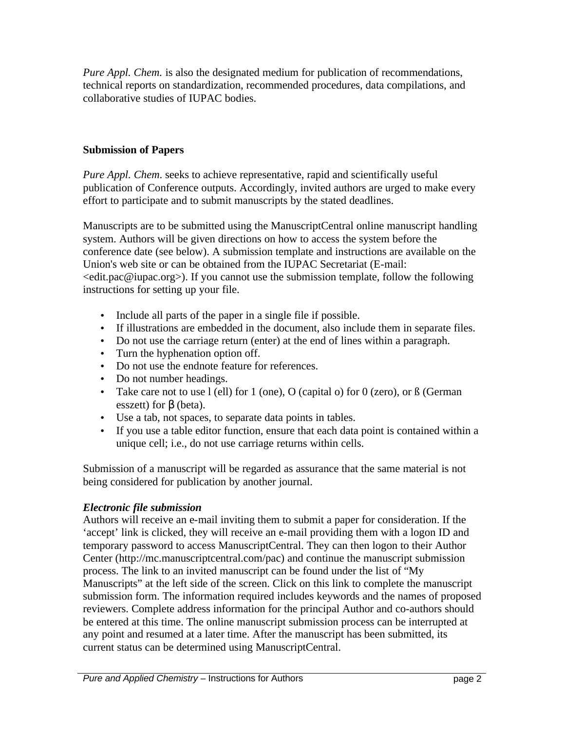*Pure Appl. Chem.* is also the designated medium for publication of recommendations, technical reports on standardization, recommended procedures, data compilations, and collaborative studies of IUPAC bodies.

## Submission of Papers

*Pure Appl. Chem.* seeks to achieve representative, rapid and scientifically useful publication of Conference outputs. Accordingly, invited authors are urged to make every effort to participate and to submit manuscripts by the stated deadlines.

Manuscripts are to be submitted using the ManuscriptCentral online manuscript handling system. Authors will be given directions on how to access the system before the conference date (see below). A submission template and instructions are available on the Union's web site or can be obtained from the IUPAC Secretariat (E-mail: <edit.pac@iupac.org>). If you cannot use the submission template, follow the following instructions for setting up your file.

- Include all parts of the paper in a single file if possible.
- If illustrations are embedded in the document, also include them in separate files.
- Do not use the carriage return (enter) at the end of lines within a paragraph.
- Turn the hyphenation option off.
- Do not use the endnote feature for references.
- Do not number headings.
- Take care not to use l (ell) for 1 (one), O (capital o) for 0 (zero), or ß (German esszett) for β (beta).
- Use a tab, not spaces, to separate data points in tables.
- If you use a table editor function, ensure that each data point is contained within a unique cell; i.e., do not use carriage returns within cells.

Submission of a manuscript will be regarded as assurance that the same material is not being considered for publication by another journal.

### *Electronic file submission*

Authors will receive an e-mail inviting them to submit a paper for consideration. If the 'accept' link is clicked, they will receive an e-mail providing them with a logon ID and temporary password to access ManuscriptCentral. They can then logon to their Author Center (http://mc.manuscriptcentral.com/pac) and continue the manuscript submission process. The link to an invited manuscript can be found under the list of "My Manuscripts" at the left side of the screen. Click on this link to complete the manuscript submission form. The information required includes keywords and the names of proposed reviewers. Complete address information for the principal Author and co-authors should be entered at this time. The online manuscript submission process can be interrupted at any point and resumed at a later time. After the manuscript has been submitted, its current status can be determined using ManuscriptCentral.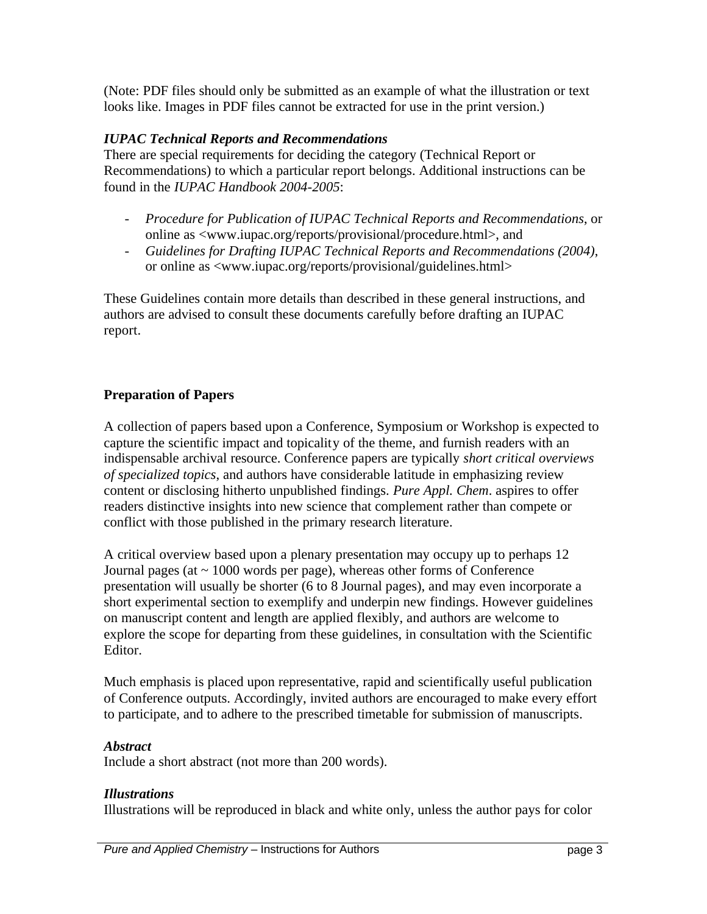(Note: PDF files should only be submitted as an example of what the illustration or text looks like. Images in PDF files cannot be extracted for use in the print version.)

### *IUPAC Technical Reports and Recommendations*

There are special requirements for deciding the category (Technical Report or Recommendations) to which a particular report belongs. Additional instructions can be found in the *IUPAC Handbook 2004-2005*:

- *Procedure for Publication of IUPAC Technical Reports and Recommendations*, or online as <www.iupac.org/reports/provisional/procedure.html>, and
- *Guidelines for Drafting IUPAC Technical Reports and Recommendations (2004)*, or online as <www.iupac.org/reports/provisional/guidelines.html>

These Guidelines contain more details than described in these general instructions, and authors are advised to consult these documents carefully before drafting an IUPAC report.

## Preparation of Papers

A collection of papers based upon a Conference, Symposium or Workshop is expected to capture the scientific impact and topicality of the theme, and furnish readers with an indispensable archival resource. Conference papers are typically *short critical overviews of specialized topics*, and authors have considerable latitude in emphasizing review content or disclosing hitherto unpublished findings. *Pure Appl. Chem*. aspires to offer readers distinctive insights into new science that complement rather than compete or conflict with those published in the primary research literature.

A critical overview based upon a plenary presentation may occupy up to perhaps 12 Journal pages (at ~ 1000 words per page), whereas other forms of Conference presentation will usually be shorter (6 to 8 Journal pages), and may even incorporate a short experimental section to exemplify and underpin new findings. However guidelines on manuscript content and length are applied flexibly, and authors are welcome to explore the scope for departing from these guidelines, in consultation with the Scientific Editor.

Much emphasis is placed upon representative, rapid and scientifically useful publication of Conference outputs. Accordingly, invited authors are encouraged to make every effort to participate, and to adhere to the prescribed timetable for submission of manuscripts.

### *Abstract*

Include a short abstract (not more than 200 words).

### *Illustrations*

Illustrations will be reproduced in black and white only, unless the author pays for color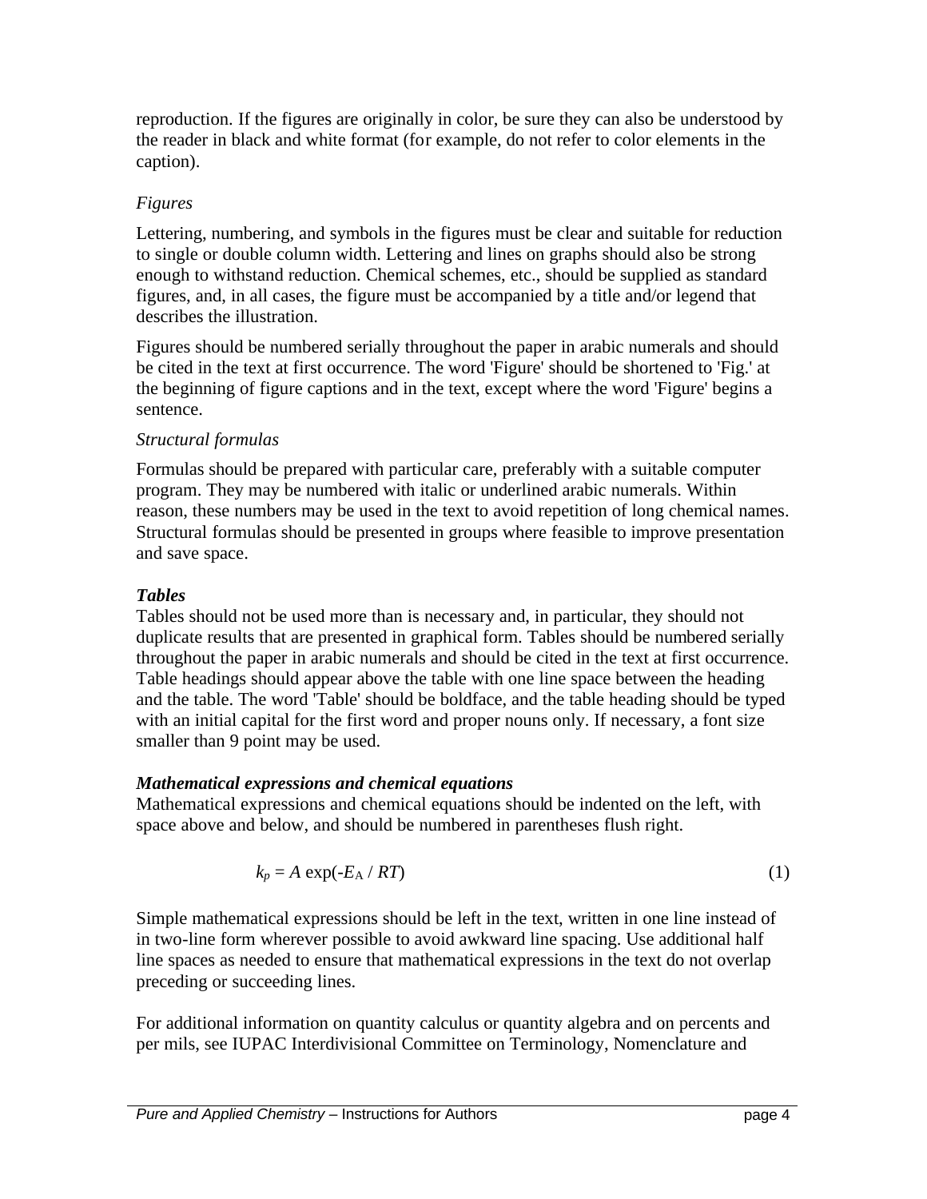reproduction. If the figures are originally in color, be sure they can also be understood by the reader in black and white format (for example, do not refer to color elements in the caption).

*Figures*

Lettering, numbering, and symbols in the figures must be clear and suitable for reduction to single or double column width. Lettering and lines on graphs should also be strong enough to withstand reduction. Chemical schemes, etc., should be supplied as standard figures, and, in all cases, the figure must be accompanied by a title and/or legend that describes the illustration.

Figures should be numbered serially throughout the paper in arabic numerals and should be cited in the text at first occurrence. The word 'Figure' should be shortened to 'Fig.' at the beginning of figure captions and in the text, except where the word 'Figure' begins a sentence.

*Structural formulas*

Formulas should be prepared with particular care, preferably with a suitable computer program. They may be numbered with italic or underlined arabic numerals. Within reason, these numbers may be used in the text to avoid repetition of long chemical names. Structural formulas should be presented in groups where feasible to improve presentation and save space.

***Tables***

Tables should not be used more than is necessary and, in particular, they should not duplicate results that are presented in graphical form. Tables should be numbered serially throughout the paper in arabic numerals and should be cited in the text at first occurrence. Table headings should appear above the table with one line space between the heading and the table. The word 'Table' should be boldface, and the table heading should be typed with an initial capital for the first word and proper nouns only. If necessary, a font size smaller than 9 point may be used.

***Mathematical expressions and chemical equations***

Mathematical expressions and chemical equations should be indented on the left, with space above and below, and should be numbered in parentheses flush right.

$$k_p = A \exp(-E_{\mathrm{A}} / RT) \tag{1}$$

Simple mathematical expressions should be left in the text, written in one line instead of in two-line form wherever possible to avoid awkward line spacing. Use additional half line spaces as needed to ensure that mathematical expressions in the text do not overlap preceding or succeeding lines.

For additional information on quantity calculus or quantity algebra and on percents and per mils, see IUPAC Interdivisional Committee on Terminology, Nomenclature and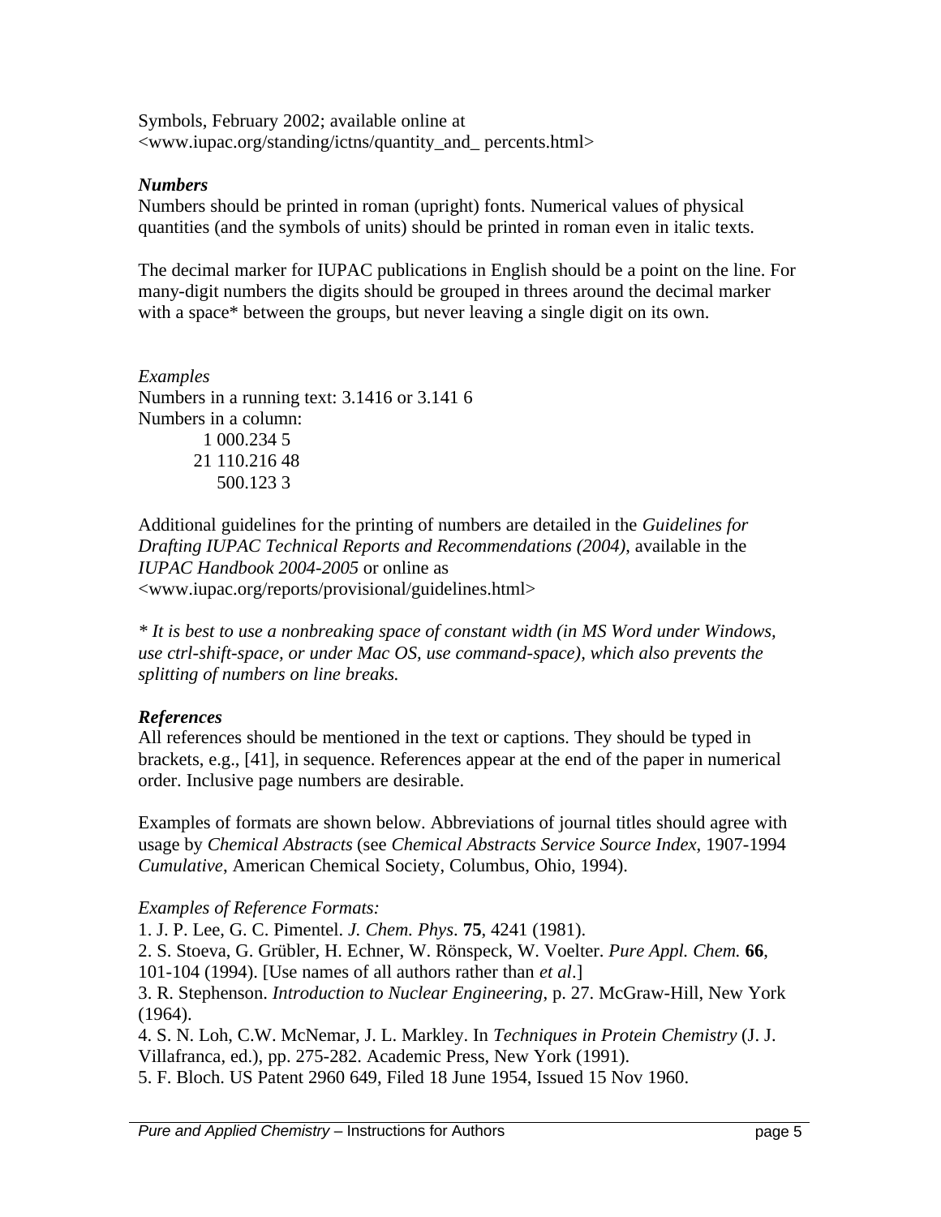Symbols, February 2002; available online at <www.iupac.org/standing/ictns/quantity_and_ percents.html>

### *Numbers*

Numbers should be printed in roman (upright) fonts. Numerical values of physical quantities (and the symbols of units) should be printed in roman even in italic texts.

The decimal marker for IUPAC publications in English should be a point on the line. For many-digit numbers the digits should be grouped in threes around the decimal marker with a space* between the groups, but never leaving a single digit on its own.

*Examples*

Numbers in a running text: 3.1416 or 3.141 6

Numbers in a column:

```
 1 000.234 5
21 110.216 48
   500.123 3
```

Additional guidelines for the printing of numbers are detailed in the *Guidelines for Drafting IUPAC Technical Reports and Recommendations (2004)*, available in the *IUPAC Handbook 2004-2005* or online as <www.iupac.org/reports/provisional/guidelines.html>

*\* It is best to use a nonbreaking space of constant width (in MS Word under Windows, use ctrl-shift-space, or under Mac OS, use command-space), which also prevents the splitting of numbers on line breaks.*

### *References*

All references should be mentioned in the text or captions. They should be typed in brackets, e.g., [41], in sequence. References appear at the end of the paper in numerical order. Inclusive page numbers are desirable.

Examples of formats are shown below. Abbreviations of journal titles should agree with usage by *Chemical Abstracts* (see *Chemical Abstracts Service Source Index*, 1907-1994 *Cumulative*, American Chemical Society, Columbus, Ohio, 1994).

*Examples of Reference Formats:*

1. J. P. Lee, G. C. Pimentel. *J. Chem. Phys.* **75**, 4241 (1981).
2. S. Stoeva, G. Grübler, H. Echner, W. Rönspeck, W. Voelter. *Pure Appl. Chem.* **66**, 101-104 (1994). [Use names of all authors rather than *et al*.]
3. R. Stephenson. *Introduction to Nuclear Engineering*, p. 27. McGraw-Hill, New York (1964).
4. S. N. Loh, C.W. McNemar, J. L. Markley. In *Techniques in Protein Chemistry* (J. J. Villafranca, ed.), pp. 275-282. Academic Press, New York (1991).
5. F. Bloch. US Patent 2960 649, Filed 18 June 1954, Issued 15 Nov 1960.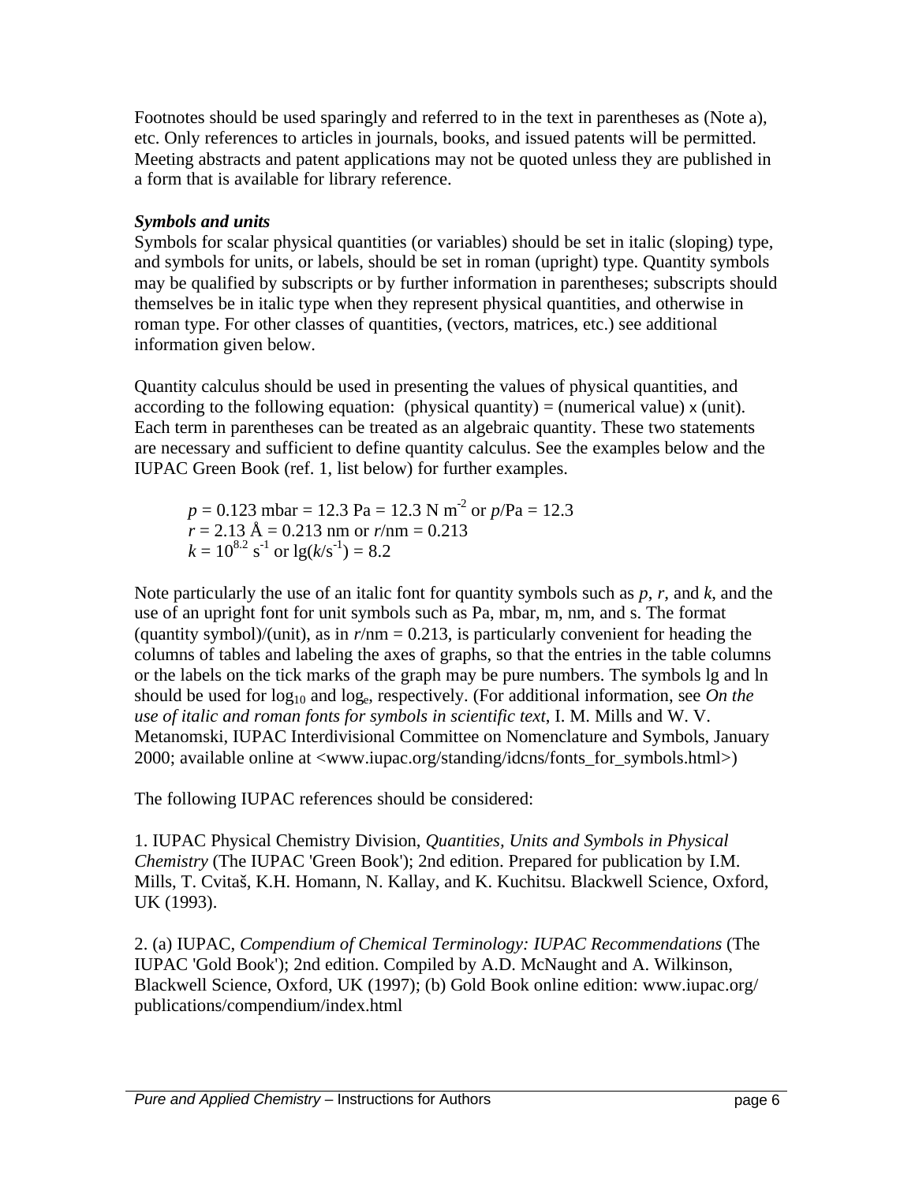Footnotes should be used sparingly and referred to in the text in parentheses as (Note a), etc. Only references to articles in journals, books, and issued patents will be permitted. Meeting abstracts and patent applications may not be quoted unless they are published in a form that is available for library reference.

***Symbols and units***

Symbols for scalar physical quantities (or variables) should be set in italic (sloping) type, and symbols for units, or labels, should be set in roman (upright) type. Quantity symbols may be qualified by subscripts or by further information in parentheses; subscripts should themselves be in italic type when they represent physical quantities, and otherwise in roman type. For other classes of quantities, (vectors, matrices, etc.) see additional information given below.

Quantity calculus should be used in presenting the values of physical quantities, and according to the following equation: (physical quantity) = (numerical value) x (unit). Each term in parentheses can be treated as an algebraic quantity. These two statements are necessary and sufficient to define quantity calculus. See the examples below and the IUPAC Green Book (ref. 1, list below) for further examples.

$p = 0.123\ \mathrm{mbar} = 12.3\ \mathrm{Pa} = 12.3\ \mathrm{N\ m^{-2}}$ or $p/\mathrm{Pa} = 12.3$
$r = 2.13\ \mathrm{Å} = 0.213\ \mathrm{nm}$ or $r/\mathrm{nm} = 0.213$
$k = 10^{8.2}\ \mathrm{s^{-1}}$ or $\mathrm{lg}(k/\mathrm{s^{-1}}) = 8.2$

Note particularly the use of an italic font for quantity symbols such as *p*, *r*, and *k*, and the use of an upright font for unit symbols such as Pa, mbar, m, nm, and s. The format (quantity symbol)/(unit), as in $r/\mathrm{nm} = 0.213$, is particularly convenient for heading the columns of tables and labeling the axes of graphs, so that the entries in the table columns or the labels on the tick marks of the graph may be pure numbers. The symbols lg and ln should be used for $\log_{10}$ and $\log_{e}$, respectively. (For additional information, see *On the use of italic and roman fonts for symbols in scientific text*, I. M. Mills and W. V. Metanomski, IUPAC Interdivisional Committee on Nomenclature and Symbols, January 2000; available online at <www.iupac.org/standing/idcns/fonts_for_symbols.html>)

The following IUPAC references should be considered:

1. IUPAC Physical Chemistry Division, *Quantities, Units and Symbols in Physical Chemistry* (The IUPAC 'Green Book'); 2nd edition. Prepared for publication by I.M. Mills, T. Cvitaš, K.H. Homann, N. Kallay, and K. Kuchitsu. Blackwell Science, Oxford, UK (1993).

2. (a) IUPAC, *Compendium of Chemical Terminology: IUPAC Recommendations* (The IUPAC 'Gold Book'); 2nd edition. Compiled by A.D. McNaught and A. Wilkinson, Blackwell Science, Oxford, UK (1997); (b) Gold Book online edition: www.iupac.org/publications/compendium/index.html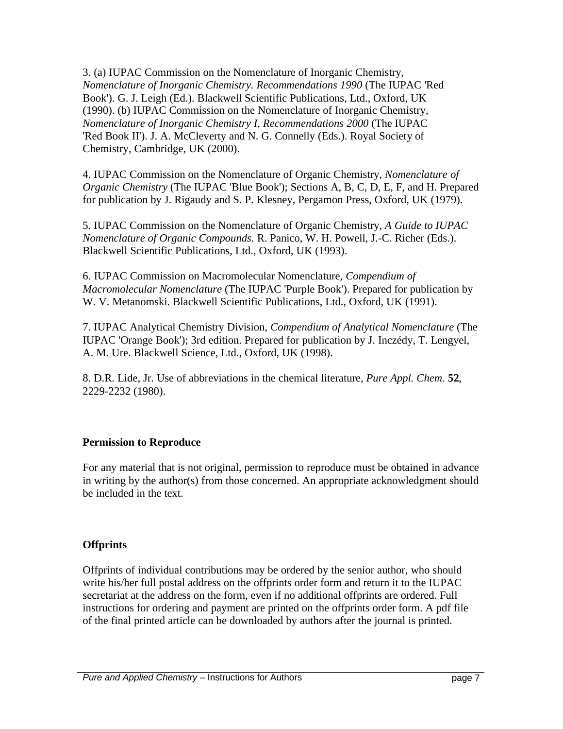3. (a) IUPAC Commission on the Nomenclature of Inorganic Chemistry, *Nomenclature of Inorganic Chemistry. Recommendations 1990* (The IUPAC 'Red Book'). G. J. Leigh (Ed.). Blackwell Scientific Publications, Ltd., Oxford, UK (1990). (b) IUPAC Commission on the Nomenclature of Inorganic Chemistry, *Nomenclature of Inorganic Chemistry I, Recommendations 2000* (The IUPAC 'Red Book II'). J. A. McCleverty and N. G. Connelly (Eds.). Royal Society of Chemistry, Cambridge, UK (2000).

4. IUPAC Commission on the Nomenclature of Organic Chemistry, *Nomenclature of Organic Chemistry* (The IUPAC 'Blue Book'); Sections A, B, C, D, E, F, and H. Prepared for publication by J. Rigaudy and S. P. Klesney, Pergamon Press, Oxford, UK (1979).

5. IUPAC Commission on the Nomenclature of Organic Chemistry, *A Guide to IUPAC Nomenclature of Organic Compounds.* R. Panico, W. H. Powell, J.-C. Richer (Eds.). Blackwell Scientific Publications, Ltd., Oxford, UK (1993).

6. IUPAC Commission on Macromolecular Nomenclature, *Compendium of Macromolecular Nomenclature* (The IUPAC 'Purple Book'). Prepared for publication by W. V. Metanomski. Blackwell Scientific Publications, Ltd., Oxford, UK (1991).

7. IUPAC Analytical Chemistry Division, *Compendium of Analytical Nomenclature* (The IUPAC 'Orange Book'); 3rd edition. Prepared for publication by J. Inczédy, T. Lengyel, A. M. Ure. Blackwell Science, Ltd., Oxford, UK (1998).

8. D.R. Lide, Jr. Use of abbreviations in the chemical literature, *Pure Appl. Chem.* **52**, 2229-2232 (1980).

### Permission to Reproduce

For any material that is not original, permission to reproduce must be obtained in advance in writing by the author(s) from those concerned. An appropriate acknowledgment should be included in the text.

### Offprints

Offprints of individual contributions may be ordered by the senior author, who should write his/her full postal address on the offprints order form and return it to the IUPAC secretariat at the address on the form, even if no additional offprints are ordered. Full instructions for ordering and payment are printed on the offprints order form. A pdf file of the final printed article can be downloaded by authors after the journal is printed.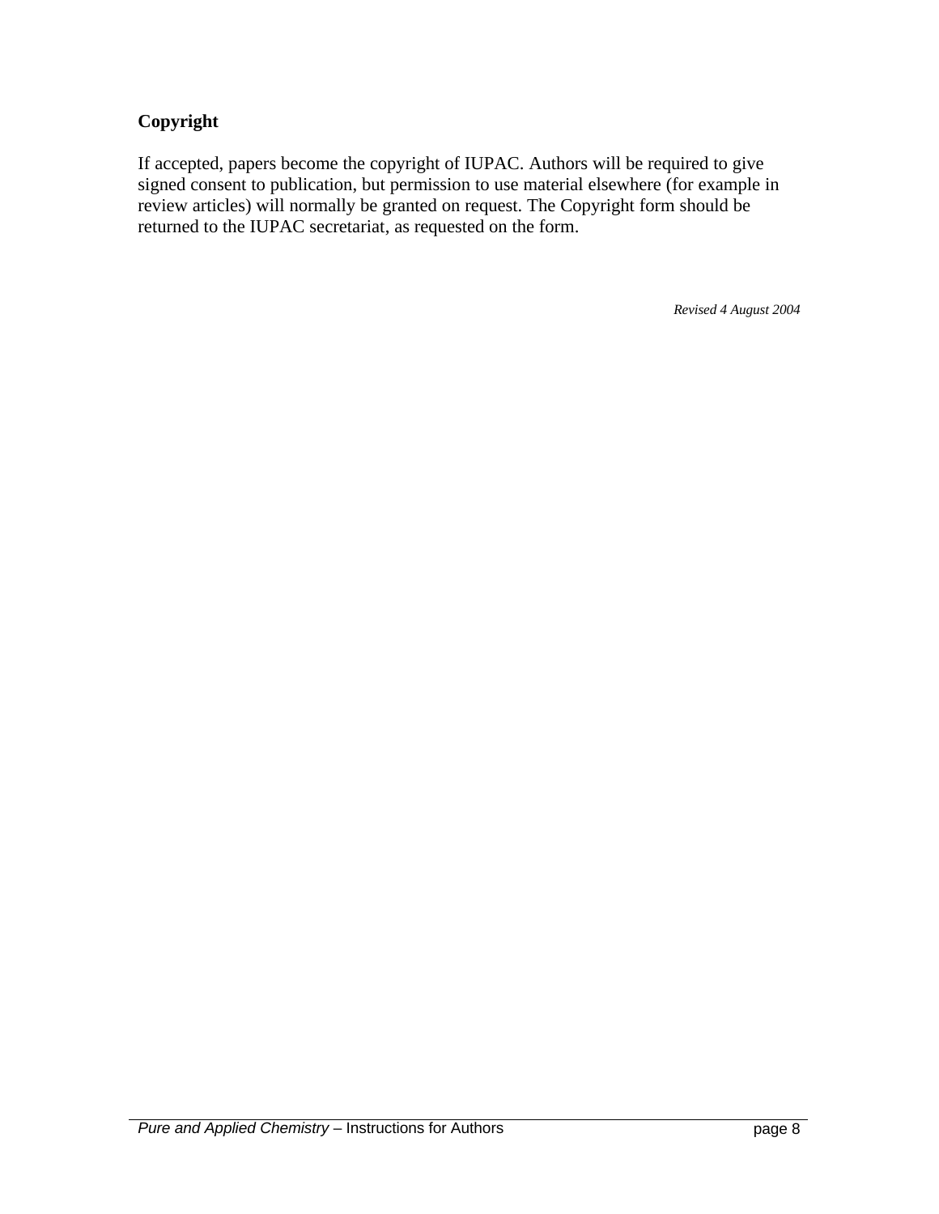**Copyright**

If accepted, papers become the copyright of IUPAC. Authors will be required to give signed consent to publication, but permission to use material elsewhere (for example in review articles) will normally be granted on request. The Copyright form should be returned to the IUPAC secretariat, as requested on the form.

*Revised 4 August 2004*